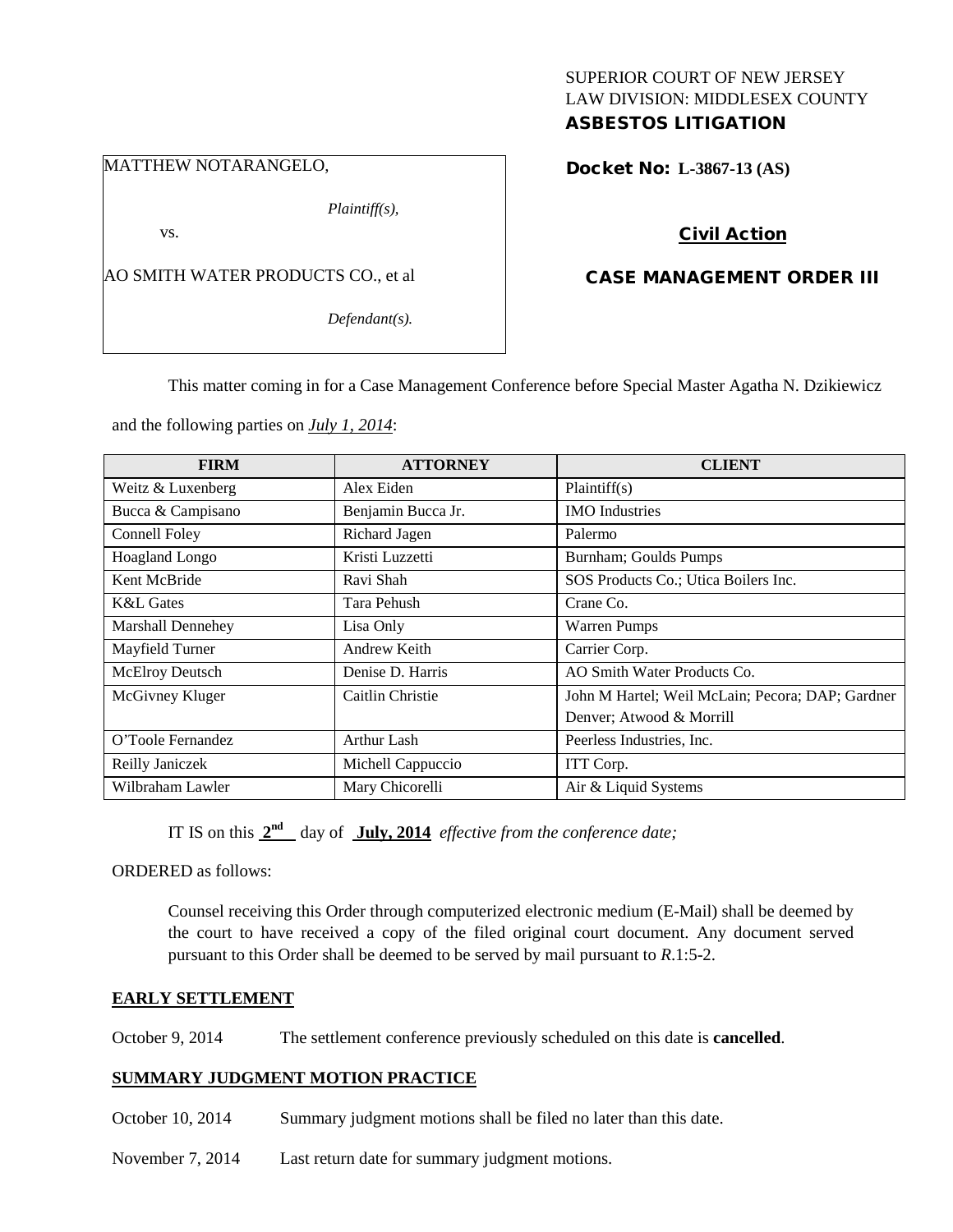SUPERIOR COURT OF NEW JERSEY
LAW DIVISION: MIDDLESEX COUNTY
**ASBESTOS LITIGATION**

MATTHEW NOTARANGELO,

*Plaintiff(s),*

vs.

AO SMITH WATER PRODUCTS CO., et al

*Defendant(s).*

**Docket No: L-3867-13 (AS)**

**Civil Action**

**CASE MANAGEMENT ORDER III**

This matter coming in for a Case Management Conference before Special Master Agatha N. Dzikiewicz and the following parties on ***July 1, 2014***:

| FIRM | ATTORNEY | CLIENT |
|---|---|---|
| Weitz & Luxenberg | Alex Eiden | Plaintiff(s) |
| Bucca & Campisano | Benjamin Bucca Jr. | IMO Industries |
| Connell Foley | Richard Jagen | Palermo |
| Hoagland Longo | Kristi Luzzetti | Burnham; Goulds Pumps |
| Kent McBride | Ravi Shah | SOS Products Co.; Utica Boilers Inc. |
| K&L Gates | Tara Pehush | Crane Co. |
| Marshall Dennehey | Lisa Only | Warren Pumps |
| Mayfield Turner | Andrew Keith | Carrier Corp. |
| McElroy Deutsch | Denise D. Harris | AO Smith Water Products Co. |
| McGivney Kluger | Caitlin Christie | John M Hartel; Weil McLain; Pecora; DAP; Gardner Denver; Atwood & Morrill |
| O'Toole Fernandez | Arthur Lash | Peerless Industries, Inc. |
| Reilly Janiczek | Michell Cappuccio | ITT Corp. |
| Wilbraham Lawler | Mary Chicorelli | Air & Liquid Systems |

IT IS on this **2nd** day of **July, 2014** *effective from the conference date;*

ORDERED as follows:

Counsel receiving this Order through computerized electronic medium (E-Mail) shall be deemed by the court to have received a copy of the filed original court document. Any document served pursuant to this Order shall be deemed to be served by mail pursuant to *R*.1:5-2.

**EARLY SETTLEMENT**

October 9, 2014 The settlement conference previously scheduled on this date is **cancelled**.

**SUMMARY JUDGMENT MOTION PRACTICE**

October 10, 2014 Summary judgment motions shall be filed no later than this date.

November 7, 2014 Last return date for summary judgment motions.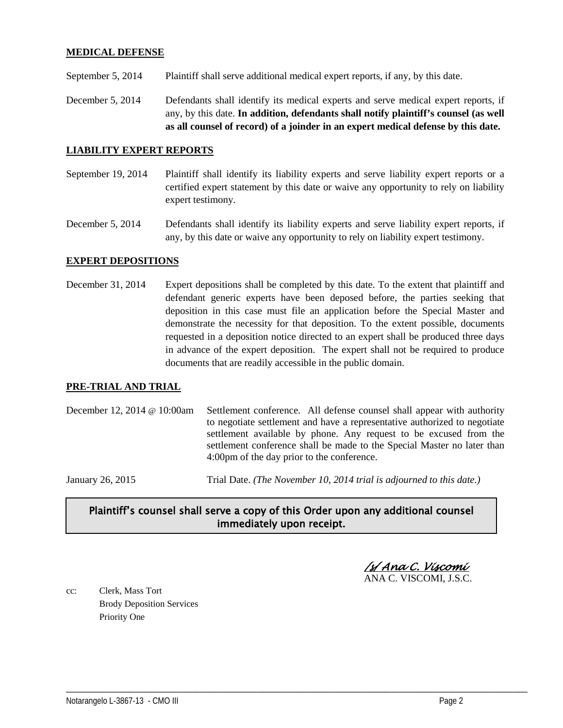**MEDICAL DEFENSE**

| | |
|---|---|
| September 5, 2014 | Plaintiff shall serve additional medical expert reports, if any, by this date. |
| December 5, 2014 | Defendants shall identify its medical experts and serve medical expert reports, if any, by this date. **In addition, defendants shall notify plaintiff's counsel (as well as all counsel of record) of a joinder in an expert medical defense by this date.** |

**LIABILITY EXPERT REPORTS**

| | |
|---|---|
| September 19, 2014 | Plaintiff shall identify its liability experts and serve liability expert reports or a certified expert statement by this date or waive any opportunity to rely on liability expert testimony. |
| December 5, 2014 | Defendants shall identify its liability experts and serve liability expert reports, if any, by this date or waive any opportunity to rely on liability expert testimony. |

**EXPERT DEPOSITIONS**

| | |
|---|---|
| December 31, 2014 | Expert depositions shall be completed by this date. To the extent that plaintiff and defendant generic experts have been deposed before, the parties seeking that deposition in this case must file an application before the Special Master and demonstrate the necessity for that deposition. To the extent possible, documents requested in a deposition notice directed to an expert shall be produced three days in advance of the expert deposition. The expert shall not be required to produce documents that are readily accessible in the public domain. |

**PRE-TRIAL AND TRIAL**

| | |
|---|---|
| December 12, 2014 @ 10:00am | Settlement conference. All defense counsel shall appear with authority to negotiate settlement and have a representative authorized to negotiate settlement available by phone. Any request to be excused from the settlement conference shall be made to the Special Master no later than 4:00pm of the day prior to the conference. |
| January 26, 2015 | Trial Date. *(The November 10, 2014 trial is adjourned to this date.)* |

**Plaintiff's counsel shall serve a copy of this Order upon any additional counsel immediately upon receipt.**

*/s/ Ana C. Viscomi*
ANA C. VISCOMI, J.S.C.

cc: Clerk, Mass Tort
Brody Deposition Services
Priority One